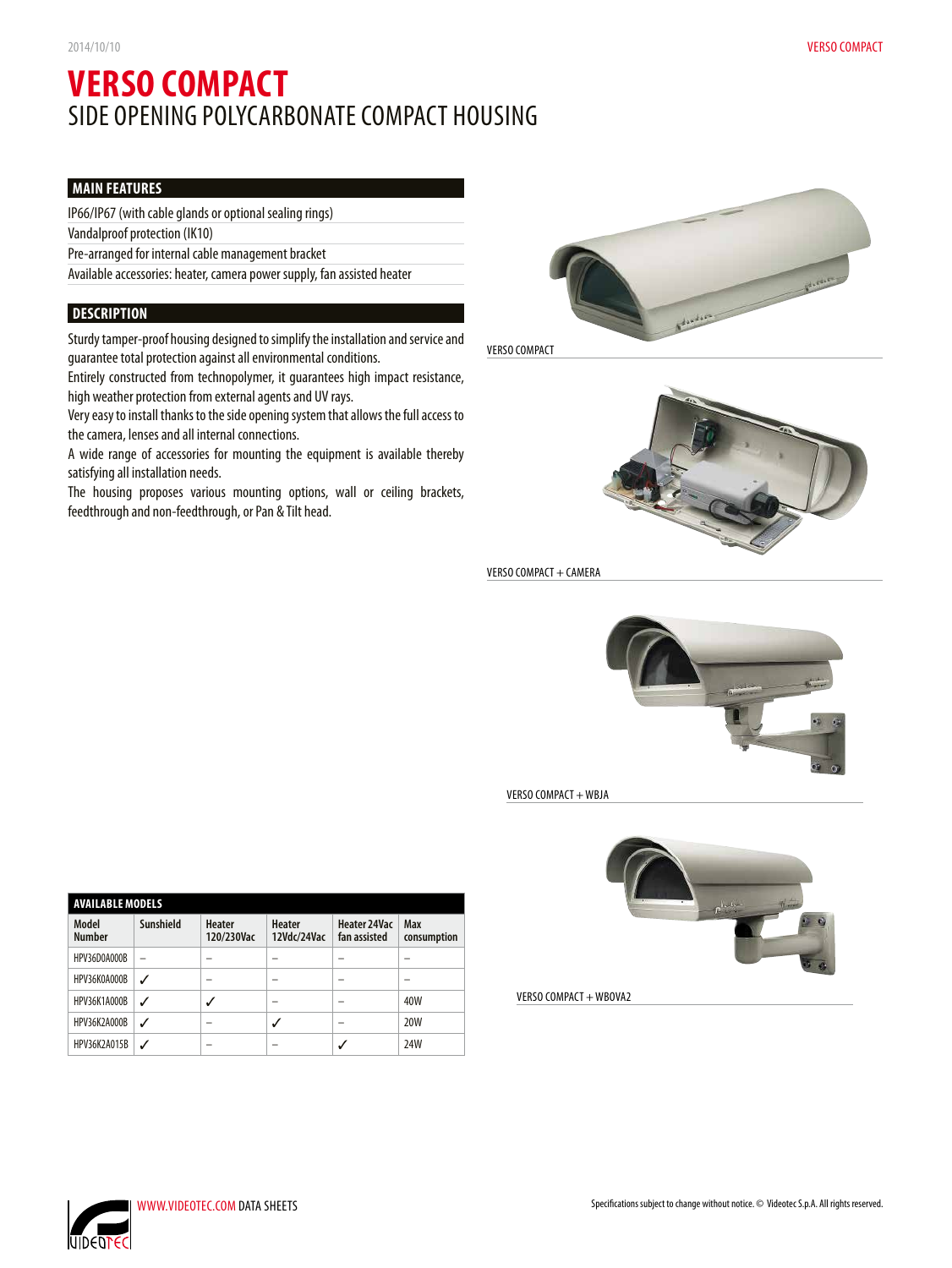# VERSO COMPACT

## SIDE OPENING POLYCARBONATE COMPACT HOUSING

### MAIN FEATURES

- IP66/IP67 (with cable glands or optional sealing rings)
- Vandalproof protection (IK10)
- Pre-arranged for internal cable management bracket
- Available accessories: heater, camera power supply, fan assisted heater

### DESCRIPTION

Sturdy tamper-proof housing designed to simplify the installation and service and guarantee total protection against all environmental conditions.

Entirely constructed from technopolymer, it guarantees high impact resistance, high weather protection from external agents and UV rays.

Very easy to install thanks to the side opening system that allows the full access to the camera, lenses and all internal connections.

A wide range of accessories for mounting the equipment is available thereby satisfying all installation needs.

The housing proposes various mounting options, wall or ceiling brackets, feedthrough and non-feedthrough, or Pan & Tilt head.

VERSO COMPACT

VERSO COMPACT + CAMERA

VERSO COMPACT + WBJA

VERSO COMPACT + WBOVA2

### AVAILABLE MODELS

| Model Number | Sunshield | Heater 120/230Vac | Heater 12Vdc/24Vac | Heater 24Vac fan assisted | Max consumption |
|---|---|---|---|---|---|
| HPV36D0A000B | – | – | – | – | – |
| HPV36K0A000B | ✓ | – | – | – | – |
| HPV36K1A000B | ✓ | ✓ | – | – | 40W |
| HPV36K2A000B | ✓ | – | ✓ | – | 20W |
| HPV36K2A015B | ✓ | – | – | ✓ | 24W |

WWW.VIDEOTEC.COM DATA SHEETS

Specifications subject to change without notice. © Videotec S.p.A. All rights reserved.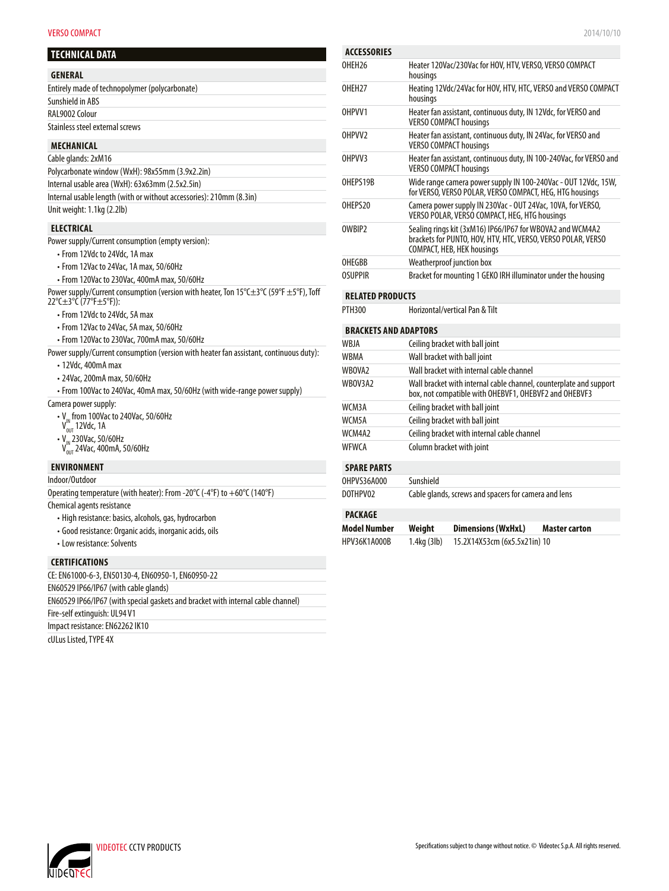## TECHNICAL DATA

### GENERAL

Entirely made of technopolymer (polycarbonate)

Sunshield in ABS

RAL9002 Colour

Stainless steel external screws

### MECHANICAL

Cable glands: 2xM16

Polycarbonate window (WxH): 98x55mm (3.9x2.2in)

Internal usable area (WxH): 63x63mm (2.5x2.5in)

Internal usable length (with or without accessories): 210mm (8.3in)

Unit weight: 1.1kg (2.2lb)

### ELECTRICAL

Power supply/Current consumption (empty version):

- From 12Vdc to 24Vdc, 1A max
- From 12Vac to 24Vac, 1A max, 50/60Hz
- From 120Vac to 230Vac, 400mA max, 50/60Hz

Power supply/Current consumption (version with heater, Ton 15°C±3°C (59°F ±5°F), Toff 22°C±3°C (77°F±5°F)):

- From 12Vdc to 24Vdc, 5A max
- From 12Vac to 24Vac, 5A max, 50/60Hz
- From 120Vac to 230Vac, 700mA max, 50/60Hz

Power supply/Current consumption (version with heater fan assistant, continuous duty):

- 12Vdc, 400mA max
- 24Vac, 200mA max, 50/60Hz
- From 100Vac to 240Vac, 40mA max, 50/60Hz (with wide-range power supply)

Camera power supply:

- $V_{IN}$ from 100Vac to 240Vac, 50/60Hz
  $V_{OUT}$ 12Vdc, 1A
- $V_{IN}$ 230Vac, 50/60Hz
  $V_{OUT}$ 24Vac, 400mA, 50/60Hz

### ENVIRONMENT

Indoor/Outdoor

Operating temperature (with heater): From -20°C (-4°F) to +60°C (140°F)

Chemical agents resistance

- High resistance: basics, alcohols, gas, hydrocarbon
- Good resistance: Organic acids, inorganic acids, oils
- Low resistance: Solvents

### CERTIFICATIONS

CE: EN61000-6-3, EN50130-4, EN60950-1, EN60950-22

EN60529 IP66/IP67 (with cable glands)

EN60529 IP66/IP67 (with special gaskets and bracket with internal cable channel)

Fire-self extinguish: UL94 V1

Impact resistance: EN62262 IK10

cULus Listed, TYPE 4X

### ACCESSORIES

| | |
|---|---|
| OHEH26 | Heater 120Vac/230Vac for HOV, HTV, VERSO, VERSO COMPACT housings |
| OHEH27 | Heating 12Vdc/24Vac for HOV, HTV, HTC, VERSO and VERSO COMPACT housings |
| OHPVV1 | Heater fan assistant, continuous duty, IN 12Vdc, for VERSO and VERSO COMPACT housings |
| OHPVV2 | Heater fan assistant, continuous duty, IN 24Vac, for VERSO and VERSO COMPACT housings |
| OHPVV3 | Heater fan assistant, continuous duty, IN 100-240Vac, for VERSO and VERSO COMPACT housings |
| OHEPS19B | Wide range camera power supply IN 100-240Vac - OUT 12Vdc, 15W, for VERSO, VERSO POLAR, VERSO COMPACT, HEG, HTG housings |
| OHEPS20 | Camera power supply IN 230Vac - OUT 24Vac, 10VA, for VERSO, VERSO POLAR, VERSO COMPACT, HEG, HTG housings |
| OWBIP2 | Sealing rings kit (3xM16) IP66/IP67 for WBOVA2 and WCM4A2 brackets for PUNTO, HOV, HTV, HTC, VERSO, VERSO POLAR, VERSO COMPACT, HEB, HEK housings |
| OHEGBB | Weatherproof junction box |
| OSUPPIR | Bracket for mounting 1 GEKO IRH illuminator under the housing |

### RELATED PRODUCTS

| | |
|---|---|
| PTH300 | Horizontal/vertical Pan & Tilt |

### BRACKETS AND ADAPTORS

| | |
|---|---|
| WBJA | Ceiling bracket with ball joint |
| WBMA | Wall bracket with ball joint |
| WBOVA2 | Wall bracket with internal cable channel |
| WBOV3A2 | Wall bracket with internal cable channel, counterplate and support box, not compatible with OHEBVF1, OHEBVF2 and OHEBVF3 |
| WCM3A | Ceiling bracket with ball joint |
| WCM5A | Ceiling bracket with ball joint |
| WCM4A2 | Ceiling bracket with internal cable channel |
| WFWCA | Column bracket with joint |

### SPARE PARTS

| | |
|---|---|
| OHPVS36A000 | Sunshield |
| DOTHPV02 | Cable glands, screws and spacers for camera and lens |

### PACKAGE

| Model Number | Weight | Dimensions (WxHxL) | Master carton |
|---|---|---|---|
| HPV36K1A000B | 1.4kg (3lb) | 15.2X14X53cm (6x5.5x21in) | 10 |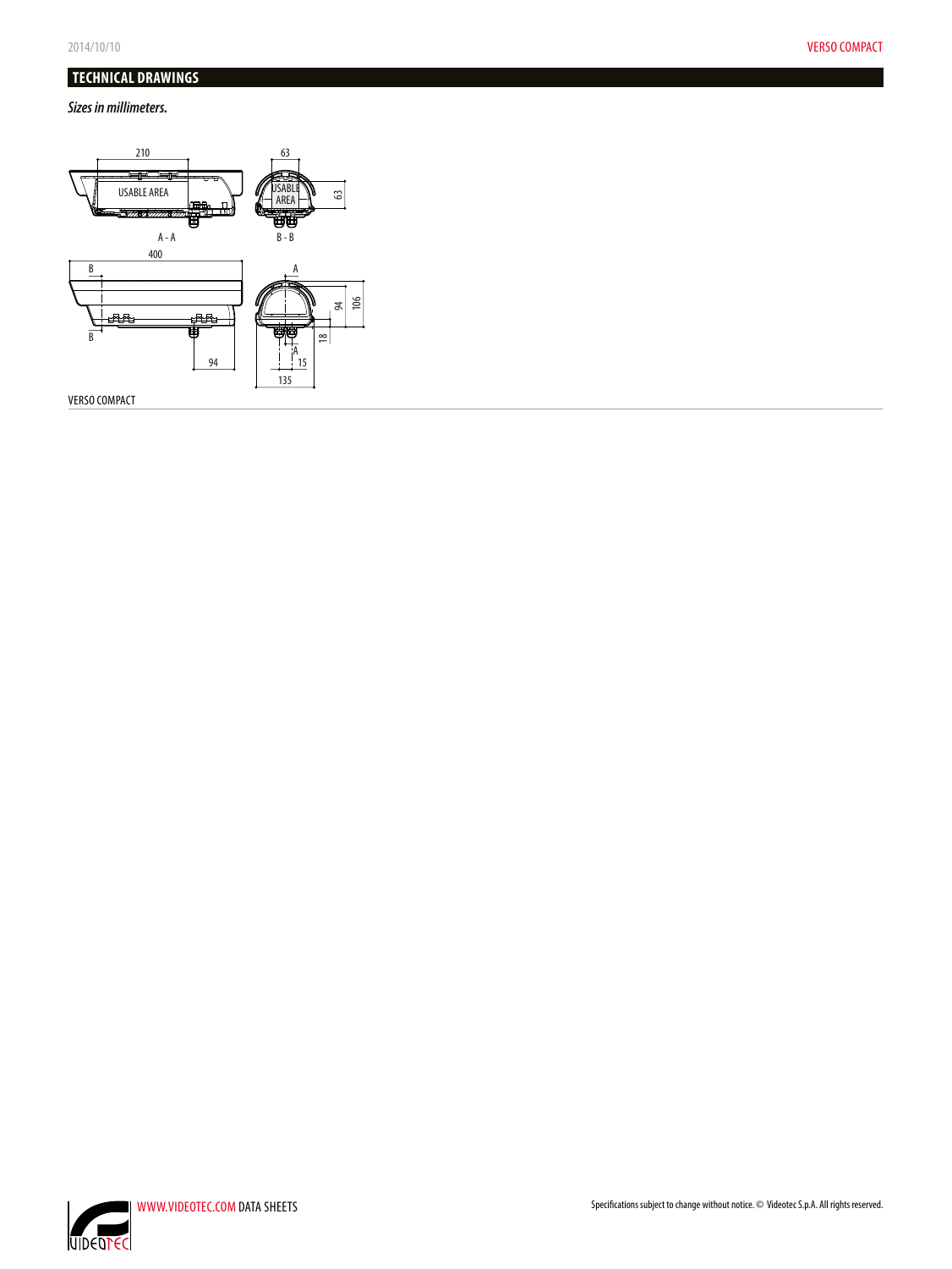## TECHNICAL DRAWINGS

*Sizes in millimeters.*

VERSO COMPACT